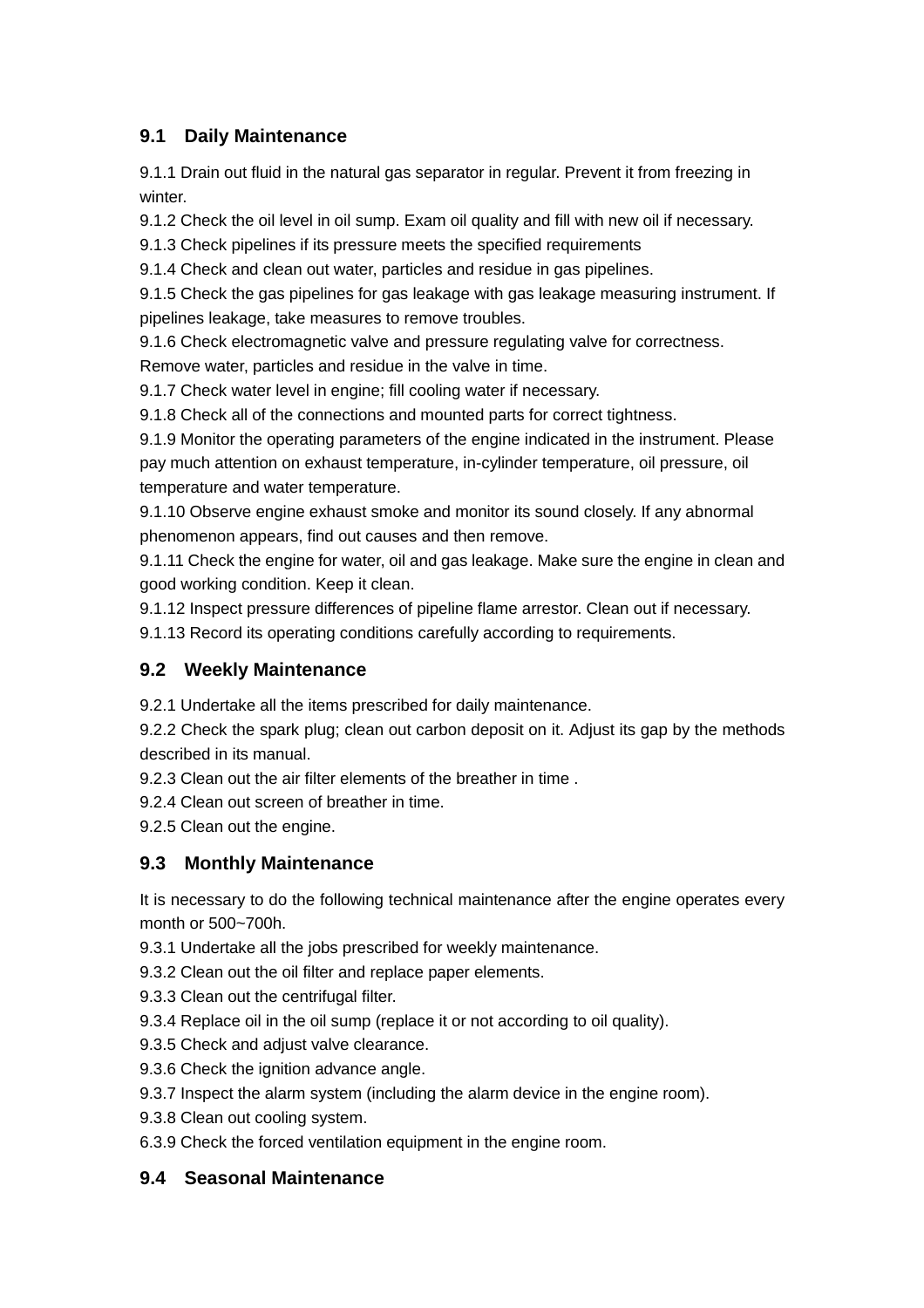## 9.1 Daily Maintenance

9.1.1 Drain out fluid in the natural gas separator in regular. Prevent it from freezing in winter.
9.1.2 Check the oil level in oil sump. Exam oil quality and fill with new oil if necessary.
9.1.3 Check pipelines if its pressure meets the specified requirements
9.1.4 Check and clean out water, particles and residue in gas pipelines.
9.1.5 Check the gas pipelines for gas leakage with gas leakage measuring instrument. If pipelines leakage, take measures to remove troubles.
9.1.6 Check electromagnetic valve and pressure regulating valve for correctness. Remove water, particles and residue in the valve in time.
9.1.7 Check water level in engine; fill cooling water if necessary.
9.1.8 Check all of the connections and mounted parts for correct tightness.
9.1.9 Monitor the operating parameters of the engine indicated in the instrument. Please pay much attention on exhaust temperature, in-cylinder temperature, oil pressure, oil temperature and water temperature.
9.1.10 Observe engine exhaust smoke and monitor its sound closely. If any abnormal phenomenon appears, find out causes and then remove.
9.1.11 Check the engine for water, oil and gas leakage. Make sure the engine in clean and good working condition. Keep it clean.
9.1.12 Inspect pressure differences of pipeline flame arrestor. Clean out if necessary.
9.1.13 Record its operating conditions carefully according to requirements.

## 9.2 Weekly Maintenance

9.2.1 Undertake all the items prescribed for daily maintenance.
9.2.2 Check the spark plug; clean out carbon deposit on it. Adjust its gap by the methods described in its manual.
9.2.3 Clean out the air filter elements of the breather in time .
9.2.4 Clean out screen of breather in time.
9.2.5 Clean out the engine.

## 9.3 Monthly Maintenance

It is necessary to do the following technical maintenance after the engine operates every month or 500~700h.

9.3.1 Undertake all the jobs prescribed for weekly maintenance.
9.3.2 Clean out the oil filter and replace paper elements.
9.3.3 Clean out the centrifugal filter.
9.3.4 Replace oil in the oil sump (replace it or not according to oil quality).
9.3.5 Check and adjust valve clearance.
9.3.6 Check the ignition advance angle.
9.3.7 Inspect the alarm system (including the alarm device in the engine room).
9.3.8 Clean out cooling system.
6.3.9 Check the forced ventilation equipment in the engine room.

## 9.4 Seasonal Maintenance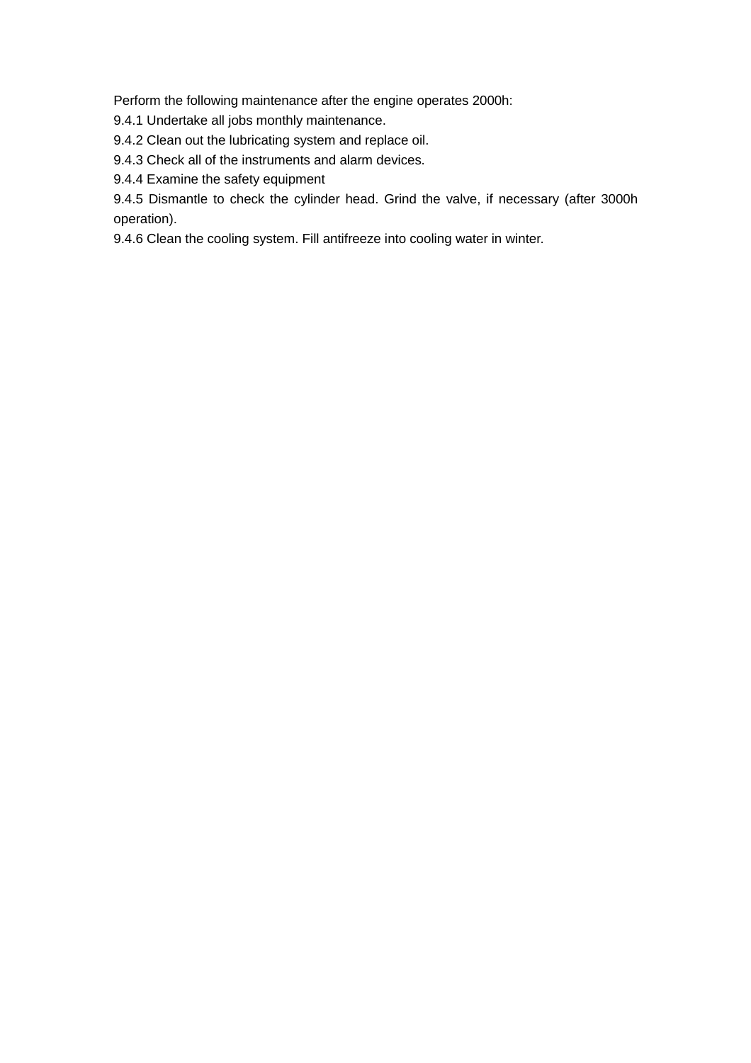Perform the following maintenance after the engine operates 2000h:

9.4.1 Undertake all jobs monthly maintenance.

9.4.2 Clean out the lubricating system and replace oil.

9.4.3 Check all of the instruments and alarm devices.

9.4.4 Examine the safety equipment

9.4.5 Dismantle to check the cylinder head. Grind the valve, if necessary (after 3000h operation).

9.4.6 Clean the cooling system. Fill antifreeze into cooling water in winter.